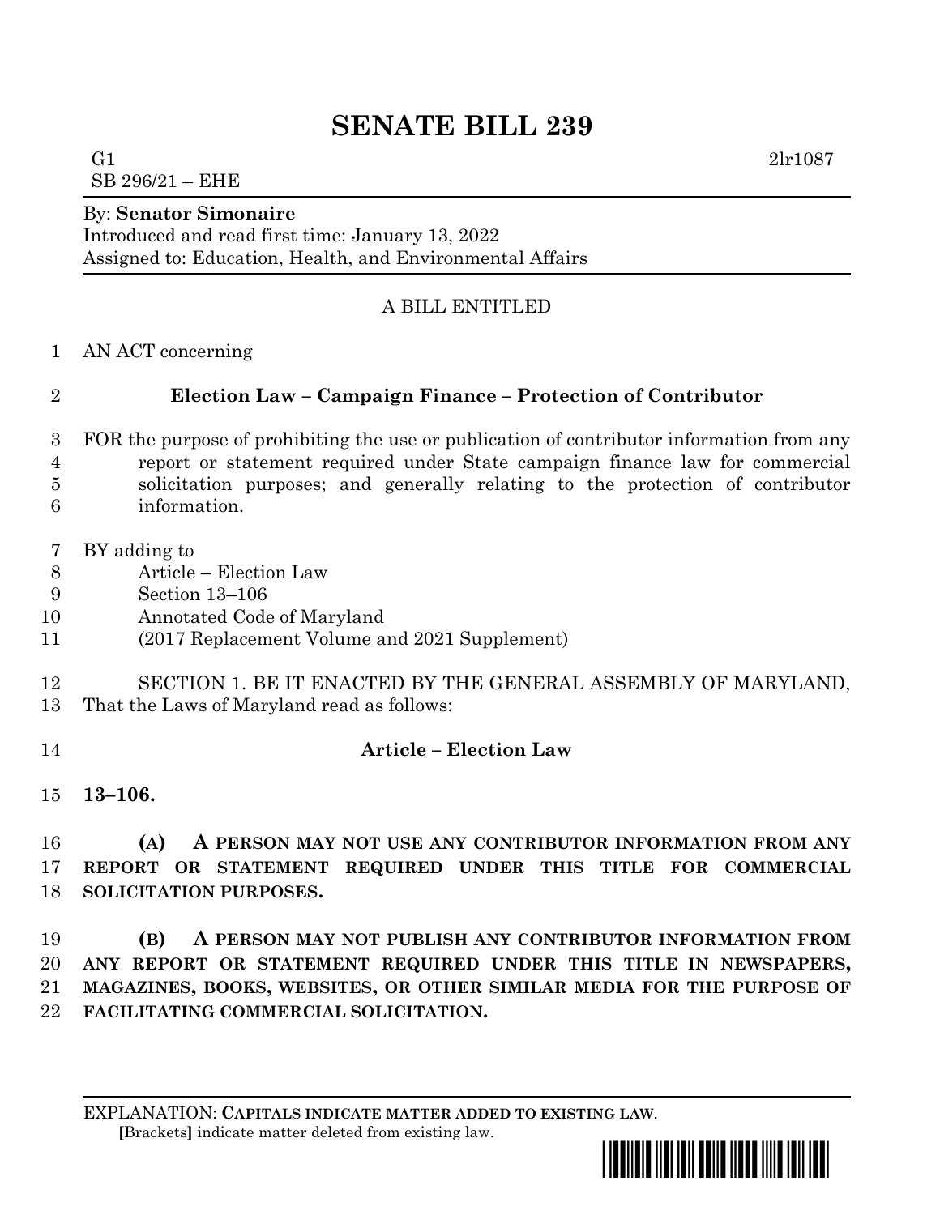# SENATE BILL 239

G1 2lr1087

SB 296/21 – EHE

By: **Senator Simonaire**

Introduced and read first time: January 13, 2022

Assigned to: Education, Health, and Environmental Affairs

A BILL ENTITLED

AN ACT concerning

**Election Law – Campaign Finance – Protection of Contributor**

FOR the purpose of prohibiting the use or publication of contributor information from any report or statement required under State campaign finance law for commercial solicitation purposes; and generally relating to the protection of contributor information.

BY adding to
Article – Election Law
Section 13–106
Annotated Code of Maryland
(2017 Replacement Volume and 2021 Supplement)

SECTION 1. BE IT ENACTED BY THE GENERAL ASSEMBLY OF MARYLAND, That the Laws of Maryland read as follows:

**Article – Election Law**

**13–106.**

**(A) A PERSON MAY NOT USE ANY CONTRIBUTOR INFORMATION FROM ANY REPORT OR STATEMENT REQUIRED UNDER THIS TITLE FOR COMMERCIAL SOLICITATION PURPOSES.**

**(B) A PERSON MAY NOT PUBLISH ANY CONTRIBUTOR INFORMATION FROM ANY REPORT OR STATEMENT REQUIRED UNDER THIS TITLE IN NEWSPAPERS, MAGAZINES, BOOKS, WEBSITES, OR OTHER SIMILAR MEDIA FOR THE PURPOSE OF FACILITATING COMMERCIAL SOLICITATION.**

EXPLANATION: **CAPITALS INDICATE MATTER ADDED TO EXISTING LAW.**
**[**Brackets**]** indicate matter deleted from existing law.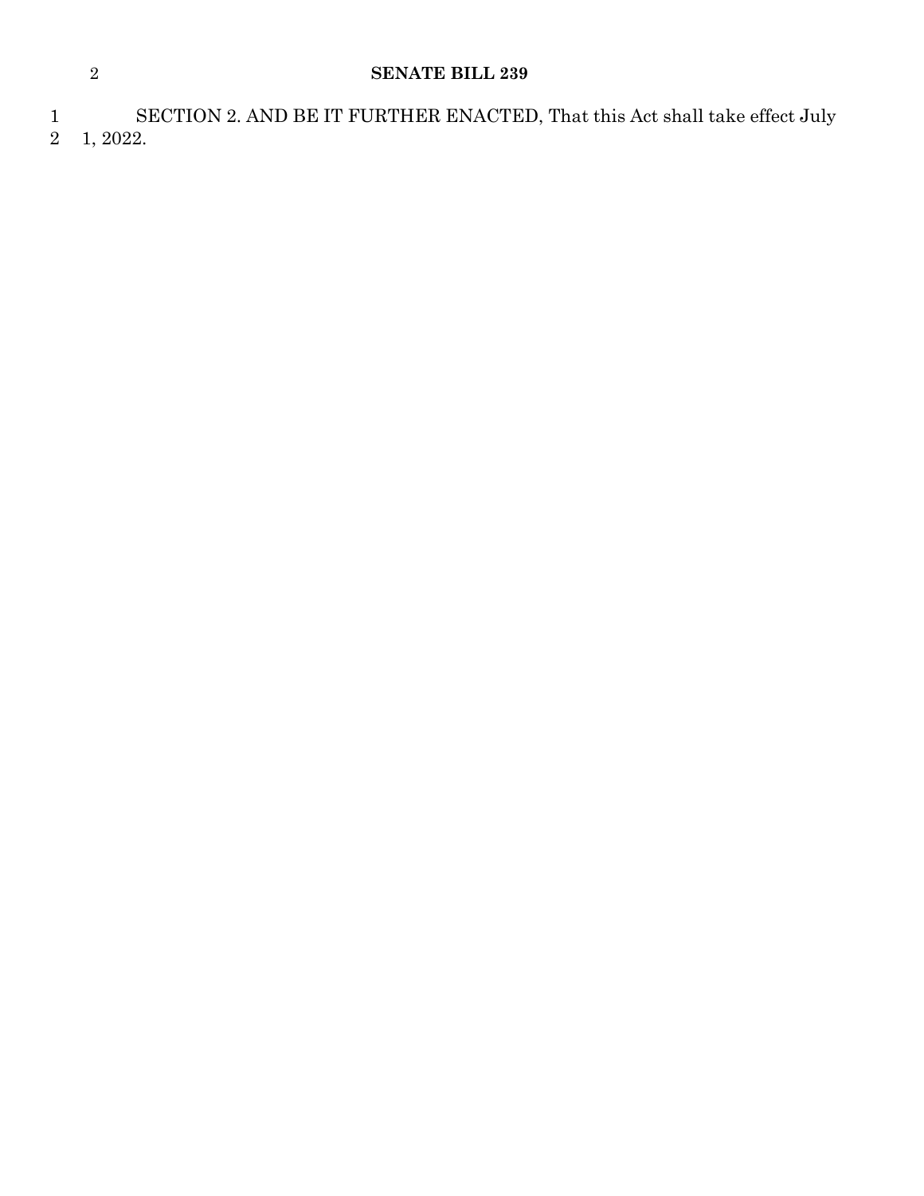SECTION 2. AND BE IT FURTHER ENACTED, That this Act shall take effect July 1, 2022.